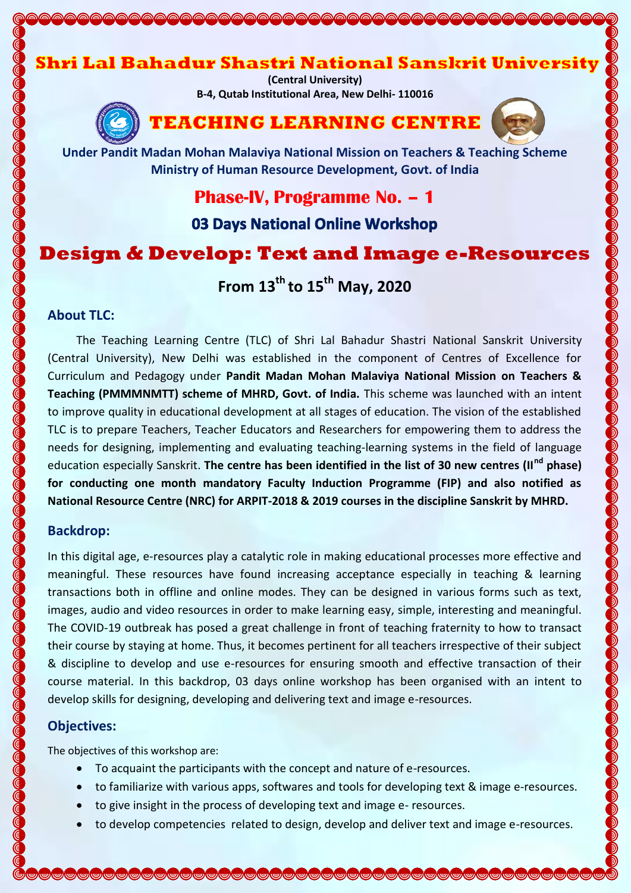# Shri Lal Bahadur Shastri National Sanskrit University

**(Central University)**
**B-4, Qutab Institutional Area, New Delhi- 110016**

# TEACHING LEARNING CENTRE

**Under Pandit Madan Mohan Malaviya National Mission on Teachers & Teaching Scheme**
**Ministry of Human Resource Development, Govt. of India**

## Phase-IV, Programme No. – 1

### 03 Days National Online Workshop

# Design & Develop: Text and Image e-Resources

### From 13th to 15th May, 2020

## About TLC:

The Teaching Learning Centre (TLC) of Shri Lal Bahadur Shastri National Sanskrit University (Central University), New Delhi was established in the component of Centres of Excellence for Curriculum and Pedagogy under **Pandit Madan Mohan Malaviya National Mission on Teachers & Teaching (PMMMNMTT) scheme of MHRD, Govt. of India.** This scheme was launched with an intent to improve quality in educational development at all stages of education. The vision of the established TLC is to prepare Teachers, Teacher Educators and Researchers for empowering them to address the needs for designing, implementing and evaluating teaching-learning systems in the field of language education especially Sanskrit. **The centre has been identified in the list of 30 new centres (IInd phase) for conducting one month mandatory Faculty Induction Programme (FIP) and also notified as National Resource Centre (NRC) for ARPIT-2018 & 2019 courses in the discipline Sanskrit by MHRD.**

## Backdrop:

In this digital age, e-resources play a catalytic role in making educational processes more effective and meaningful. These resources have found increasing acceptance especially in teaching & learning transactions both in offline and online modes. They can be designed in various forms such as text, images, audio and video resources in order to make learning easy, simple, interesting and meaningful. The COVID-19 outbreak has posed a great challenge in front of teaching fraternity to how to transact their course by staying at home. Thus, it becomes pertinent for all teachers irrespective of their subject & discipline to develop and use e-resources for ensuring smooth and effective transaction of their course material. In this backdrop, 03 days online workshop has been organised with an intent to develop skills for designing, developing and delivering text and image e-resources.

## Objectives:

The objectives of this workshop are:

- To acquaint the participants with the concept and nature of e-resources.
- to familiarize with various apps, softwares and tools for developing text & image e-resources.
- to give insight in the process of developing text and image e- resources.
- to develop competencies related to design, develop and deliver text and image e-resources.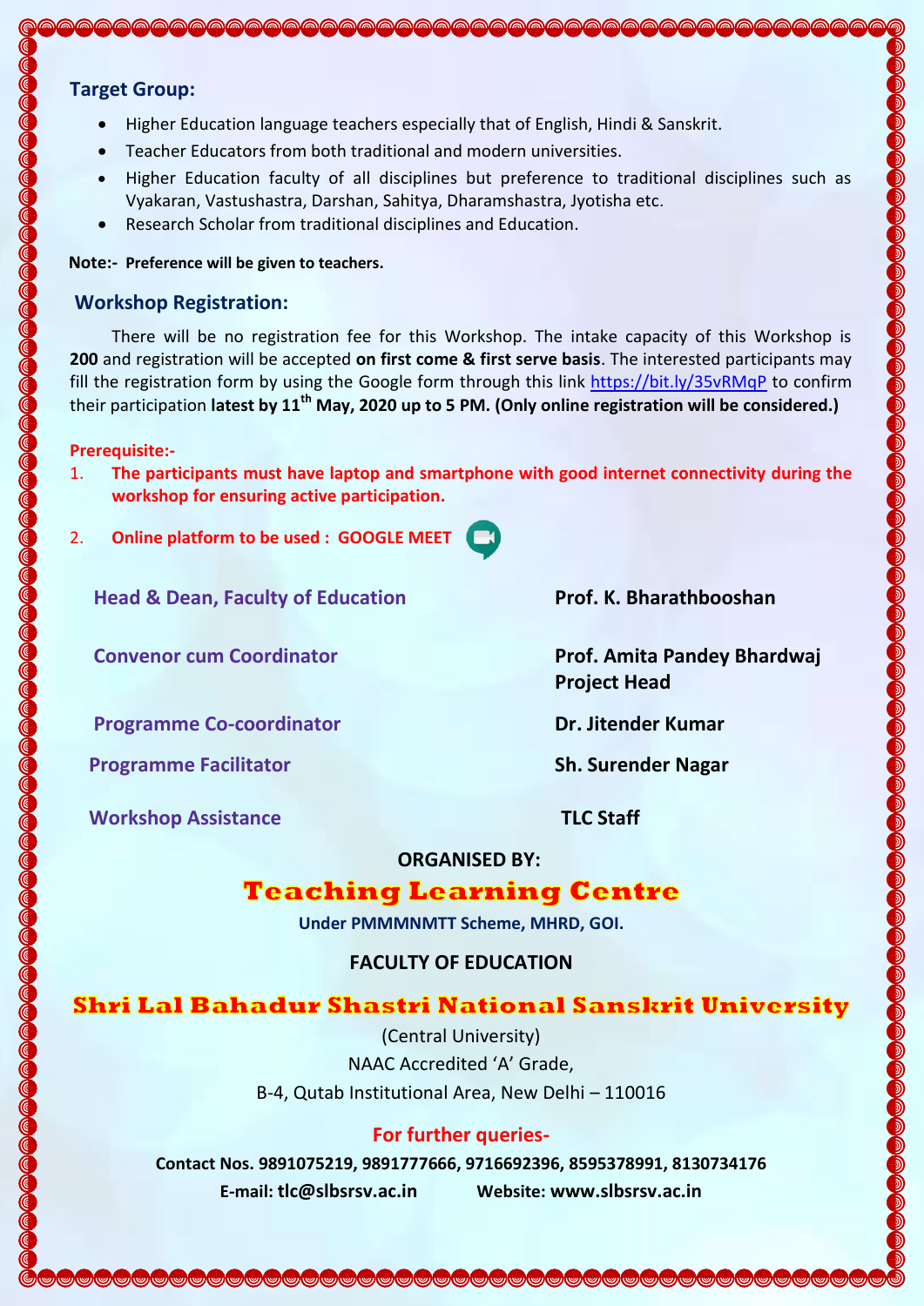## Target Group:

- Higher Education language teachers especially that of English, Hindi & Sanskrit.
- Teacher Educators from both traditional and modern universities.
- Higher Education faculty of all disciplines but preference to traditional disciplines such as Vyakaran, Vastushastra, Darshan, Sahitya, Dharamshastra, Jyotisha etc.
- Research Scholar from traditional disciplines and Education.

**Note:- Preference will be given to teachers.**

## Workshop Registration:

There will be no registration fee for this Workshop. The intake capacity of this Workshop is **200** and registration will be accepted **on first come & first serve basis**. The interested participants may fill the registration form by using the Google form through this link https://bit.ly/35vRMqP to confirm their participation **latest by 11th May, 2020 up to 5 PM. (Only online registration will be considered.)**

**Prerequisite:-**

1. **The participants must have laptop and smartphone with good internet connectivity during the workshop for ensuring active participation.**
2. **Online platform to be used : GOOGLE MEET**

| | |
|---|---|
| **Head & Dean, Faculty of Education** | **Prof. K. Bharathbooshan** |
| **Convenor cum Coordinator** | **Prof. Amita Pandey Bhardwaj**<br>**Project Head** |
| **Programme Co-coordinator** | **Dr. Jitender Kumar** |
| **Programme Facilitator** | **Sh. Surender Nagar** |
| **Workshop Assistance** | **TLC Staff** |

**ORGANISED BY:**

# Teaching Learning Centre

**Under PMMMNMTT Scheme, MHRD, GOI.**

**FACULTY OF EDUCATION**

# Shri Lal Bahadur Shastri National Sanskrit University

(Central University)

NAAC Accredited 'A' Grade,

B-4, Qutab Institutional Area, New Delhi – 110016

**For further queries-**

**Contact Nos. 9891075219, 9891777666, 9716692396, 8595378991, 8130734176**

**E-mail: tlc@slbsrsv.ac.in** **Website: www.slbsrsv.ac.in**